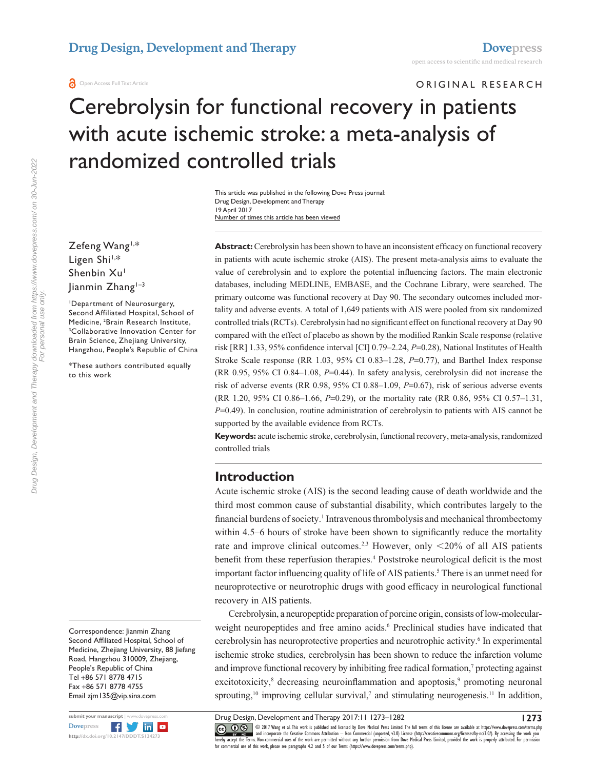ORIGINAL RESEARCH

# Cerebrolysin for functional recovery in patients with acute ischemic stroke: a meta-analysis of randomized controlled trials

This article was published in the following Dove Press journal:
Drug Design, Development and Therapy
19 April 2017
Number of times this article has been viewed

Zefeng Wang[1,*]
Ligen Shi[1,*]
Shenbin Xu[1]
Jianmin Zhang[1–3]

[1]Department of Neurosurgery, Second Affiliated Hospital, School of Medicine, [2]Brain Research Institute, [3]Collaborative Innovation Center for Brain Science, Zhejiang University, Hangzhou, People's Republic of China

*These authors contributed equally to this work

Correspondence: Jianmin Zhang
Second Affiliated Hospital, School of Medicine, Zhejiang University, 88 Jiefang Road, Hangzhou 310009, Zhejiang, People's Republic of China
Tel +86 571 8778 4715
Fax +86 571 8778 4755
Email zjm135@vip.sina.com

**Abstract:** Cerebrolysin has been shown to have an inconsistent efficacy on functional recovery in patients with acute ischemic stroke (AIS). The present meta-analysis aims to evaluate the value of cerebrolysin and to explore the potential influencing factors. The main electronic databases, including MEDLINE, EMBASE, and the Cochrane Library, were searched. The primary outcome was functional recovery at Day 90. The secondary outcomes included mortality and adverse events. A total of 1,649 patients with AIS were pooled from six randomized controlled trials (RCTs). Cerebrolysin had no significant effect on functional recovery at Day 90 compared with the effect of placebo as shown by the modified Rankin Scale response (relative risk [RR] 1.33, 95% confidence interval [CI] 0.79–2.24, $P$=0.28), National Institutes of Health Stroke Scale response (RR 1.03, 95% CI 0.83–1.28, $P$=0.77), and Barthel Index response (RR 0.95, 95% CI 0.84–1.08, $P$=0.44). In safety analysis, cerebrolysin did not increase the risk of adverse events (RR 0.98, 95% CI 0.88–1.09, $P$=0.67), risk of serious adverse events (RR 1.20, 95% CI 0.86–1.66, $P$=0.29), or the mortality rate (RR 0.86, 95% CI 0.57–1.31, $P$=0.49). In conclusion, routine administration of cerebrolysin to patients with AIS cannot be supported by the available evidence from RCTs.

**Keywords:** acute ischemic stroke, cerebrolysin, functional recovery, meta-analysis, randomized controlled trials

## Introduction

Acute ischemic stroke (AIS) is the second leading cause of death worldwide and the third most common cause of substantial disability, which contributes largely to the financial burdens of society.[1] Intravenous thrombolysis and mechanical thrombectomy within 4.5–6 hours of stroke have been shown to significantly reduce the mortality rate and improve clinical outcomes.[2,3] However, only <20% of all AIS patients benefit from these reperfusion therapies.[4] Poststroke neurological deficit is the most important factor influencing quality of life of AIS patients.[5] There is an unmet need for neuroprotective or neurotrophic drugs with good efficacy in neurological functional recovery in AIS patients.

Cerebrolysin, a neuropeptide preparation of porcine origin, consists of low-molecular-weight neuropeptides and free amino acids.[6] Preclinical studies have indicated that cerebrolysin has neuroprotective properties and neurotrophic activity.[6] In experimental ischemic stroke studies, cerebrolysin has been shown to reduce the infarction volume and improve functional recovery by inhibiting free radical formation,[7] protecting against excitotoxicity,[8] decreasing neuroinflammation and apoptosis,[9] promoting neuronal sprouting,[10] improving cellular survival,[7] and stimulating neurogenesis.[11] In addition,

© 2017 Wang et al. This work is published and licensed by Dove Medical Press Limited. The full terms of this license are available at https://www.dovepress.com/terms.php and incorporate the Creative Commons Attribution – Non Commercial (unported, v3.0) License (http://creativecommons.org/licenses/by-nc/3.0/). By accessing the work you hereby accept the Terms. Non-commercial uses of the work are permitted without any further permission from Dove Medical Press Limited, provided the work is properly attributed. For permission for commercial use of this work, please see paragraphs 4.2 and 5 of our Terms (https://www.dovepress.com/terms.php).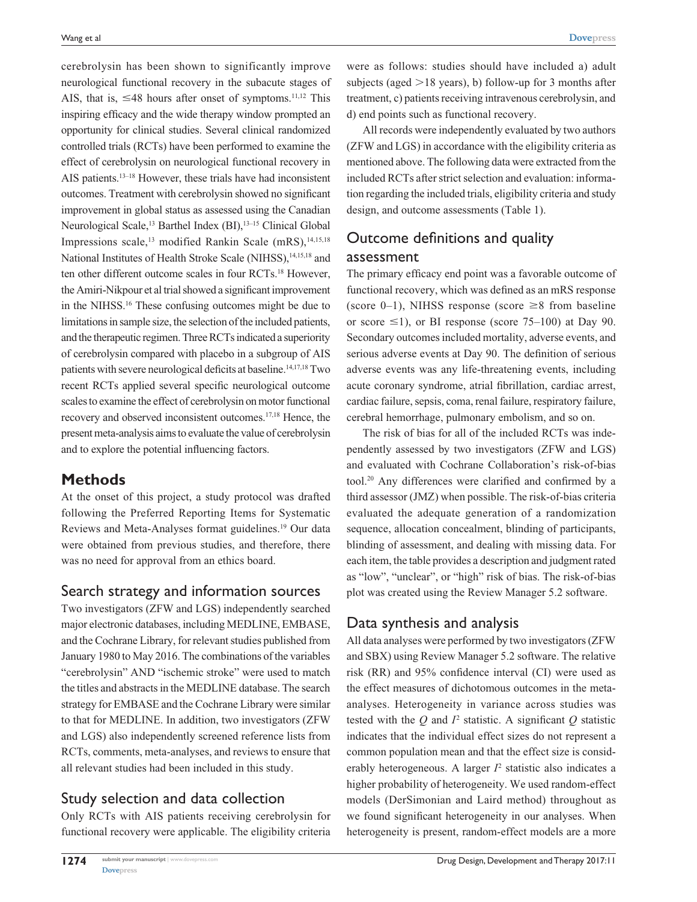cerebrolysin has been shown to significantly improve neurological functional recovery in the subacute stages of AIS, that is, ≤48 hours after onset of symptoms.[11,12] This inspiring efficacy and the wide therapy window prompted an opportunity for clinical studies. Several clinical randomized controlled trials (RCTs) have been performed to examine the effect of cerebrolysin on neurological functional recovery in AIS patients.[13–18] However, these trials have had inconsistent outcomes. Treatment with cerebrolysin showed no significant improvement in global status as assessed using the Canadian Neurological Scale,[13] Barthel Index (BI),[13–15] Clinical Global Impressions scale,[13] modified Rankin Scale (mRS),[14,15,18] National Institutes of Health Stroke Scale (NIHSS),[14,15,18] and ten other different outcome scales in four RCTs.[18] However, the Amiri-Nikpour et al trial showed a significant improvement in the NIHSS.[16] These confusing outcomes might be due to limitations in sample size, the selection of the included patients, and the therapeutic regimen. Three RCTs indicated a superiority of cerebrolysin compared with placebo in a subgroup of AIS patients with severe neurological deficits at baseline.[14,17,18] Two recent RCTs applied several specific neurological outcome scales to examine the effect of cerebrolysin on motor functional recovery and observed inconsistent outcomes.[17,18] Hence, the present meta-analysis aims to evaluate the value of cerebrolysin and to explore the potential influencing factors.

## Methods

At the onset of this project, a study protocol was drafted following the Preferred Reporting Items for Systematic Reviews and Meta-Analyses format guidelines.[19] Our data were obtained from previous studies, and therefore, there was no need for approval from an ethics board.

### Search strategy and information sources

Two investigators (ZFW and LGS) independently searched major electronic databases, including MEDLINE, EMBASE, and the Cochrane Library, for relevant studies published from January 1980 to May 2016. The combinations of the variables "cerebrolysin" AND "ischemic stroke" were used to match the titles and abstracts in the MEDLINE database. The search strategy for EMBASE and the Cochrane Library were similar to that for MEDLINE. In addition, two investigators (ZFW and LGS) also independently screened reference lists from RCTs, comments, meta-analyses, and reviews to ensure that all relevant studies had been included in this study.

### Study selection and data collection

Only RCTs with AIS patients receiving cerebrolysin for functional recovery were applicable. The eligibility criteria were as follows: studies should have included a) adult subjects (aged >18 years), b) follow-up for 3 months after treatment, c) patients receiving intravenous cerebrolysin, and d) end points such as functional recovery.

All records were independently evaluated by two authors (ZFW and LGS) in accordance with the eligibility criteria as mentioned above. The following data were extracted from the included RCTs after strict selection and evaluation: information regarding the included trials, eligibility criteria and study design, and outcome assessments (Table 1).

### Outcome definitions and quality assessment

The primary efficacy end point was a favorable outcome of functional recovery, which was defined as an mRS response (score 0–1), NIHSS response (score ≥8 from baseline or score ≤1), or BI response (score 75–100) at Day 90. Secondary outcomes included mortality, adverse events, and serious adverse events at Day 90. The definition of serious adverse events was any life-threatening events, including acute coronary syndrome, atrial fibrillation, cardiac arrest, cardiac failure, sepsis, coma, renal failure, respiratory failure, cerebral hemorrhage, pulmonary embolism, and so on.

The risk of bias for all of the included RCTs was independently assessed by two investigators (ZFW and LGS) and evaluated with Cochrane Collaboration's risk-of-bias tool.[20] Any differences were clarified and confirmed by a third assessor (JMZ) when possible. The risk-of-bias criteria evaluated the adequate generation of a randomization sequence, allocation concealment, blinding of participants, blinding of assessment, and dealing with missing data. For each item, the table provides a description and judgment rated as "low", "unclear", or "high" risk of bias. The risk-of-bias plot was created using the Review Manager 5.2 software.

### Data synthesis and analysis

All data analyses were performed by two investigators (ZFW and SBX) using Review Manager 5.2 software. The relative risk (RR) and 95% confidence interval (CI) were used as the effect measures of dichotomous outcomes in the meta-analyses. Heterogeneity in variance across studies was tested with the $Q$ and $I^2$ statistic. A significant $Q$ statistic indicates that the individual effect sizes do not represent a common population mean and that the effect size is considerably heterogeneous. A larger $I^2$ statistic also indicates a higher probability of heterogeneity. We used random-effect models (DerSimonian and Laird method) throughout as we found significant heterogeneity in our analyses. When heterogeneity is present, random-effect models are a more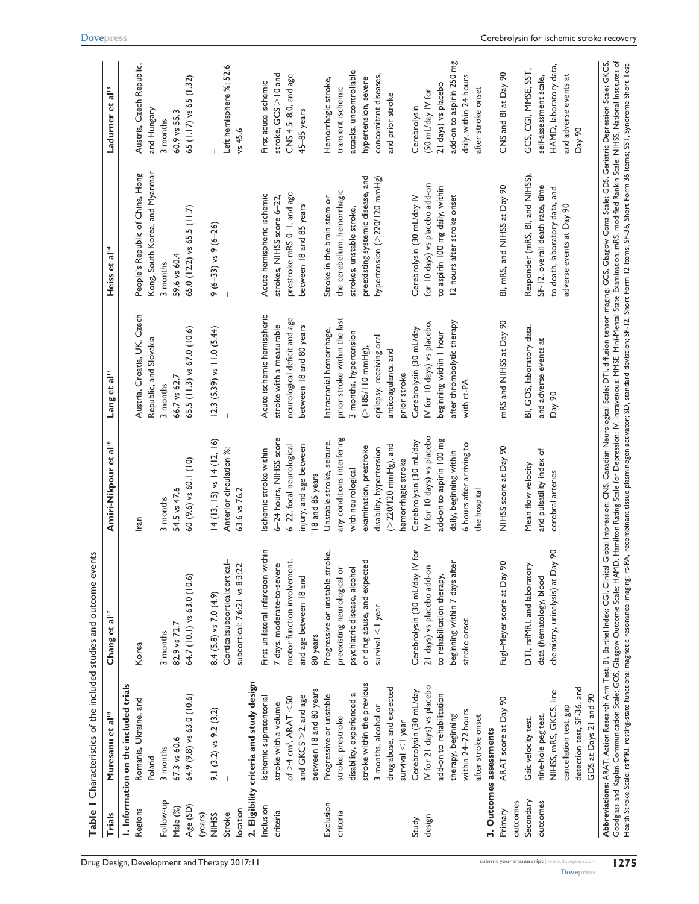**Table 1** Characteristics of the included studies and outcome events

| Trials | Muresanu et al[18] | Chang et al[17] | Amiri-Nikpour et al[16] | Lang et al[15] | Heiss et al[14] | Ladurner et al[13] |
|---|---|---|---|---|---|---|
| **1. Information on the included trials** | | | | | | |
| Regions | Romania, Ukraine, and Poland | Korea | Iran | Austria, Croatia, UK, Czech Republic, and Slovakia | People's Republic of China, Hong Kong, South Korea, and Myanmar | Austria, Czech Republic, and Hungary |
| Follow-up | 3 months | 3 months | 3 months | 3 months | 3 months | 3 months |
| Male (%) | 67.3 vs 60.6 | 82.9 vs 72.7 | 54.5 vs 47.6 | 66.7 vs 62.7 | 59.6 vs 60.4 | 60.9 vs 55.3 |
| Age (SD) (years) | 64.9 (9.8) vs 63.0 (10.6) | 64.7 (10.1) vs 63.0 (10.6) | 60 (9.6) vs 60.1 (10) | 65.5 (11.3) vs 67.0 (10.6) | 65.0 (12.2) vs 65.5 (11.7) | 65 (1.17) vs 65 (1.32) |
| NIHSS | 9.1 (3.2) vs 9.2 (3.2) | 8.4 (5.8) vs 7.0 (4.9) | 14 (13, 15) vs 14 (12, 16) | 12.3 (5.39) vs 11.0 (5.44) | 9 (6–33) vs 9 (6–26) | – |
| Stroke location | – | Cortical:subcortical:cortical–subcortical: 7:6:21 vs 8:3:22 | Anterior circulation %: 63.6 vs 76.2 | – | – | Left hemisphere %: 52.6 vs 45.6 |
| **2. Eligibility criteria and study design** | | | | | | |
| Inclusion criteria | Ischemic supratentorial stroke with a volume of >4 cm³, ARAT <50 and GKCS >2, and age between 18 and 80 years | First unilateral infarction within 7 days, moderate-to-severe motor function involvement, and age between 18 and 80 years | Ischemic stroke within 6–24 hours, NIHSS score 6–22, focal neurological injury, and age between 18 and 85 years | Acute ischemic hemispheric stroke with a measurable neurological deficit and age between 18 and 80 years | Acute hemispheric ischemic strokes, NIHSS score 6–22, prestroke mRS 0–1, and age between 18 and 85 years | First acute ischemic stroke, GCS >10 and CNS 4.5–8.0, and age 45–85 years |
| Exclusion criteria | Progressive or unstable stroke, prestroke disability, experienced a stroke within the previous 3 months, alcohol or drug abuse, and expected survival <1 year | Progressive or unstable stroke, preexisting neurological or psychiatric disease, alcohol or drug abuse, and expected survival <1 year | Unstable stroke, seizure, any conditions interfering with neurological examination, prestroke disability, hypertension (>220/120 mmHg), and hemorrhagic stroke | Intracranial hemorrhage, prior stroke within the last 3 months, hypertension (>185/110 mmHg), epilepsy, receiving oral anticoagulants, and prior stroke | Stroke in the brain stem or the cerebellum, hemorrhagic strokes, unstable stroke, preexisting systemic disease, and hypertension (>220/120 mmHg) | Hemorrhagic stroke, transient ischemic attacks, uncontrollable hypertension, severe concomitant diseases, and prior stroke |
| Study design | Cerebrolysin (30 mL/day IV for 21 days) vs placebo add-on to rehabilitation therapy, beginning within 24–72 hours after stroke onset | Cerebrolysin (30 mL/day IV for 21 days) vs placebo add-on to rehabilitation therapy, beginning within 7 days after stroke onset | Cerebrolysin (30 mL/day IV for 10 days) vs placebo add-on to aspirin 100 mg daily, beginning within 6 hours after arriving to the hospital | Cerebrolysin (30 mL/day IV for 10 days) vs placebo, beginning within 1 hour after thrombolytic therapy with rt-PA | Cerebrolysin (30 mL/day IV for 10 days) vs placebo add-on to aspirin 100 mg daily, within 12 hours after stroke onset | Cerebrolysin (50 mL/day IV for 21 days) vs placebo add-on to aspirin 250 mg daily, within 24 hours after stroke onset |
| **3. Outcomes assessments** | | | | | | |
| Primary outcomes | ARAT score at Day 90 | Fugl–Meyer score at Day 90 | NIHSS score at Day 90 | mRS and NIHSS at Day 90 | BI, mRS, and NIHSS at Day 90 | CNS and BI at Day 90 |
| Secondary outcomes | Gait velocity test, nine-hole peg test, NIHSS, mRS, GKCS, line cancellation test, gap detection test, SF-36, and GDS at Days 21 and 90 | DTI, rsfMRI, and laboratory data (hematology, blood chemistry, urinalysis) at Day 90 | Mean flow velocity and pulsatility index of cerebral arteries | BI, GOS, laboratory data, and adverse events at Day 90 | Responder (mRS, BI, and NIHSS), SF-12, overall death rate, time to death, laboratory data, and adverse events at Day 90 | GCS, CGI, MMSE, SST, self-assessment scale, HAMD, laboratory data, and adverse events at Day 90 |

**Abbreviations:** ARAT, Action Research Arm Test; BI, Barthel Index; CGI, Clinical Global Impression; CNS, Canadian Neurological Scale; DTI, diffusion tensor imaging; GCS, Glasgow Coma Scale; GDS, Geriatric Depression Scale; GKCS, Goodglass and Kaplan Communication Scale; GOS, Glasgow Outcome Scale; HAMD, Hamilton Rating Scale for Depression; IV, intravenous; MMSE, Mini-Mental State Examination; mRS, modified Rankin Scale; NIHSS, National Institutes of Health Stroke Scale; rsfMRI, resting-state functional magnetic resonance imaging; rt-PA, recombinant tissue plasminogen activator; SD, standard deviation; SF-12, Short Form 12 items; SF-36, Short Form 36 items; SST, Syndrome Short Test.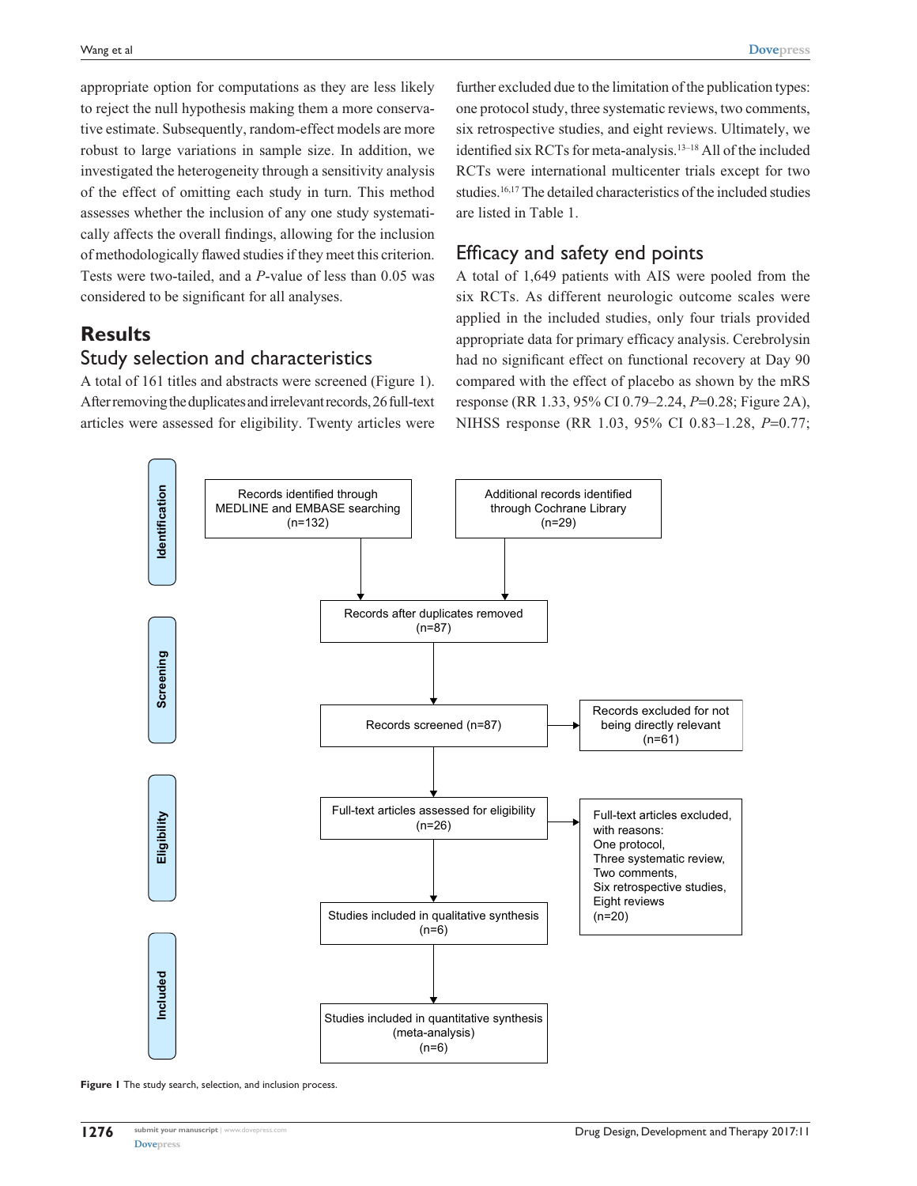appropriate option for computations as they are less likely to reject the null hypothesis making them a more conservative estimate. Subsequently, random-effect models are more robust to large variations in sample size. In addition, we investigated the heterogeneity through a sensitivity analysis of the effect of omitting each study in turn. This method assesses whether the inclusion of any one study systematically affects the overall findings, allowing for the inclusion of methodologically flawed studies if they meet this criterion. Tests were two-tailed, and a $P$-value of less than 0.05 was considered to be significant for all analyses.

## Results

### Study selection and characteristics

A total of 161 titles and abstracts were screened (Figure 1). After removing the duplicates and irrelevant records, 26 full-text articles were assessed for eligibility. Twenty articles were further excluded due to the limitation of the publication types: one protocol study, three systematic reviews, two comments, six retrospective studies, and eight reviews. Ultimately, we identified six RCTs for meta-analysis.[13–18] All of the included RCTs were international multicenter trials except for two studies.[16,17] The detailed characteristics of the included studies are listed in Table 1.

### Efficacy and safety end points

A total of 1,649 patients with AIS were pooled from the six RCTs. As different neurologic outcome scales were applied in the included studies, only four trials provided appropriate data for primary efficacy analysis. Cerebrolysin had no significant effect on functional recovery at Day 90 compared with the effect of placebo as shown by the mRS response (RR 1.33, 95% CI 0.79–2.24, $P$=0.28; Figure 2A), NIHSS response (RR 1.03, 95% CI 0.83–1.28, $P$=0.77;

**Identification**

- Records identified through MEDLINE and EMBASE searching (n=132)
- Additional records identified through Cochrane Library (n=29)

**Screening**

- Records after duplicates removed (n=87)
- Records screened (n=87)
- Records excluded for not being directly relevant (n=61)

**Eligibility**

- Full-text articles assessed for eligibility (n=26)
- Full-text articles excluded, with reasons: One protocol, Three systematic review, Two comments, Six retrospective studies, Eight reviews (n=20)

**Included**

- Studies included in qualitative synthesis (n=6)
- Studies included in quantitative synthesis (meta-analysis) (n=6)

**Figure 1** The study search, selection, and inclusion process.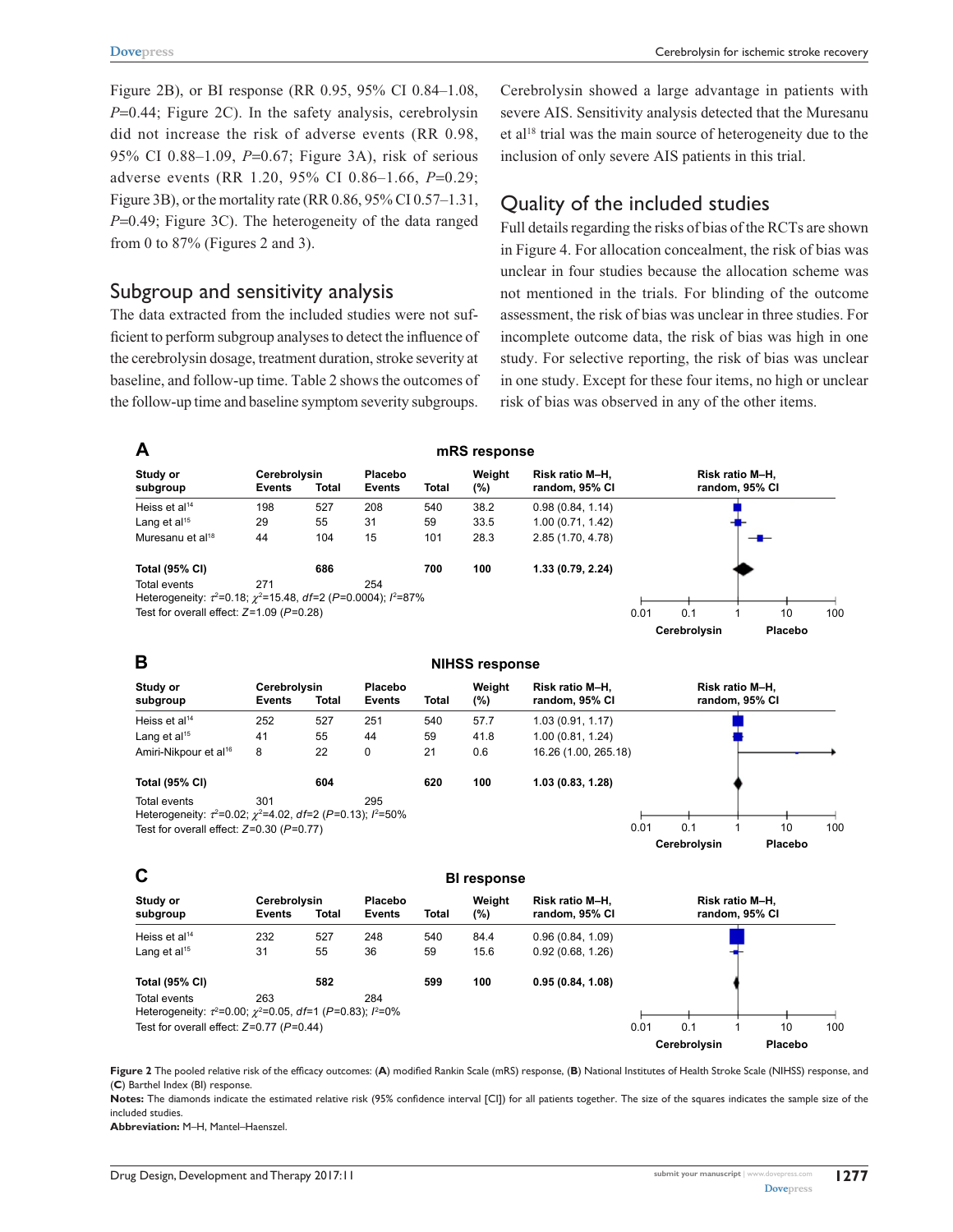Figure 2B), or BI response (RR 0.95, 95% CI 0.84–1.08, $P$=0.44; Figure 2C). In the safety analysis, cerebrolysin did not increase the risk of adverse events (RR 0.98, 95% CI 0.88–1.09, $P$=0.67; Figure 3A), risk of serious adverse events (RR 1.20, 95% CI 0.86–1.66, $P$=0.29; Figure 3B), or the mortality rate (RR 0.86, 95% CI 0.57–1.31, $P$=0.49; Figure 3C). The heterogeneity of the data ranged from 0 to 87% (Figures 2 and 3).

## Subgroup and sensitivity analysis

The data extracted from the included studies were not sufficient to perform subgroup analyses to detect the influence of the cerebrolysin dosage, treatment duration, stroke severity at baseline, and follow-up time. Table 2 shows the outcomes of the follow-up time and baseline symptom severity subgroups. Cerebrolysin showed a large advantage in patients with severe AIS. Sensitivity analysis detected that the Muresanu et al[18] trial was the main source of heterogeneity due to the inclusion of only severe AIS patients in this trial.

## Quality of the included studies

Full details regarding the risks of bias of the RCTs are shown in Figure 4. For allocation concealment, the risk of bias was unclear in four studies because the allocation scheme was not mentioned in the trials. For blinding of the outcome assessment, the risk of bias was unclear in three studies. For incomplete outcome data, the risk of bias was high in one study. For selective reporting, the risk of bias was unclear in one study. Except for these four items, no high or unclear risk of bias was observed in any of the other items.

**A** mRS response

| Study or subgroup | Cerebrolysin Events | Cerebrolysin Total | Placebo Events | Placebo Total | Weight (%) | Risk ratio M–H, random, 95% CI |
|---|---|---|---|---|---|---|
| Heiss et al[14] | 198 | 527 | 208 | 540 | 38.2 | 0.98 (0.84, 1.14) |
| Lang et al[15] | 29 | 55 | 31 | 59 | 33.5 | 1.00 (0.71, 1.42) |
| Muresanu et al[18] | 44 | 104 | 15 | 101 | 28.3 | 2.85 (1.70, 4.78) |
| **Total (95% CI)** | | **686** | | **700** | **100** | **1.33 (0.79, 2.24)** |
| Total events | 271 | | 254 | | | |

Heterogeneity: $\tau^2$=0.18; $\chi^2$=15.48, $df$=2 ($P$=0.0004); $I^2$=87%
Test for overall effect: $Z$=1.09 ($P$=0.28)

**B** NIHSS response

| Study or subgroup | Cerebrolysin Events | Cerebrolysin Total | Placebo Events | Placebo Total | Weight (%) | Risk ratio M–H, random, 95% CI |
|---|---|---|---|---|---|---|
| Heiss et al[14] | 252 | 527 | 251 | 540 | 57.7 | 1.03 (0.91, 1.17) |
| Lang et al[15] | 41 | 55 | 44 | 59 | 41.8 | 1.00 (0.81, 1.24) |
| Amiri-Nikpour et al[16] | 8 | 22 | 0 | 21 | 0.6 | 16.26 (1.00, 265.18) |
| **Total (95% CI)** | | **604** | | **620** | **100** | **1.03 (0.83, 1.28)** |
| Total events | 301 | | 295 | | | |

Heterogeneity: $\tau^2$=0.02; $\chi^2$=4.02, $df$=2 ($P$=0.13); $I^2$=50%
Test for overall effect: $Z$=0.30 ($P$=0.77)

**C** BI response

| Study or subgroup | Cerebrolysin Events | Cerebrolysin Total | Placebo Events | Placebo Total | Weight (%) | Risk ratio M–H, random, 95% CI |
|---|---|---|---|---|---|---|
| Heiss et al[14] | 232 | 527 | 248 | 540 | 84.4 | 0.96 (0.84, 1.09) |
| Lang et al[15] | 31 | 55 | 36 | 59 | 15.6 | 0.92 (0.68, 1.26) |
| **Total (95% CI)** | | **582** | | **599** | **100** | **0.95 (0.84, 1.08)** |
| Total events | 263 | | 284 | | | |

Heterogeneity: $\tau^2$=0.00; $\chi^2$=0.05, $df$=1 ($P$=0.83); $I^2$=0%
Test for overall effect: $Z$=0.77 ($P$=0.44)

**Figure 2** The pooled relative risk of the efficacy outcomes: (**A**) modified Rankin Scale (mRS) response, (**B**) National Institutes of Health Stroke Scale (NIHSS) response, and (**C**) Barthel Index (BI) response.

**Notes:** The diamonds indicate the estimated relative risk (95% confidence interval [CI]) for all patients together. The size of the squares indicates the sample size of the included studies.

**Abbreviation:** M–H, Mantel–Haenszel.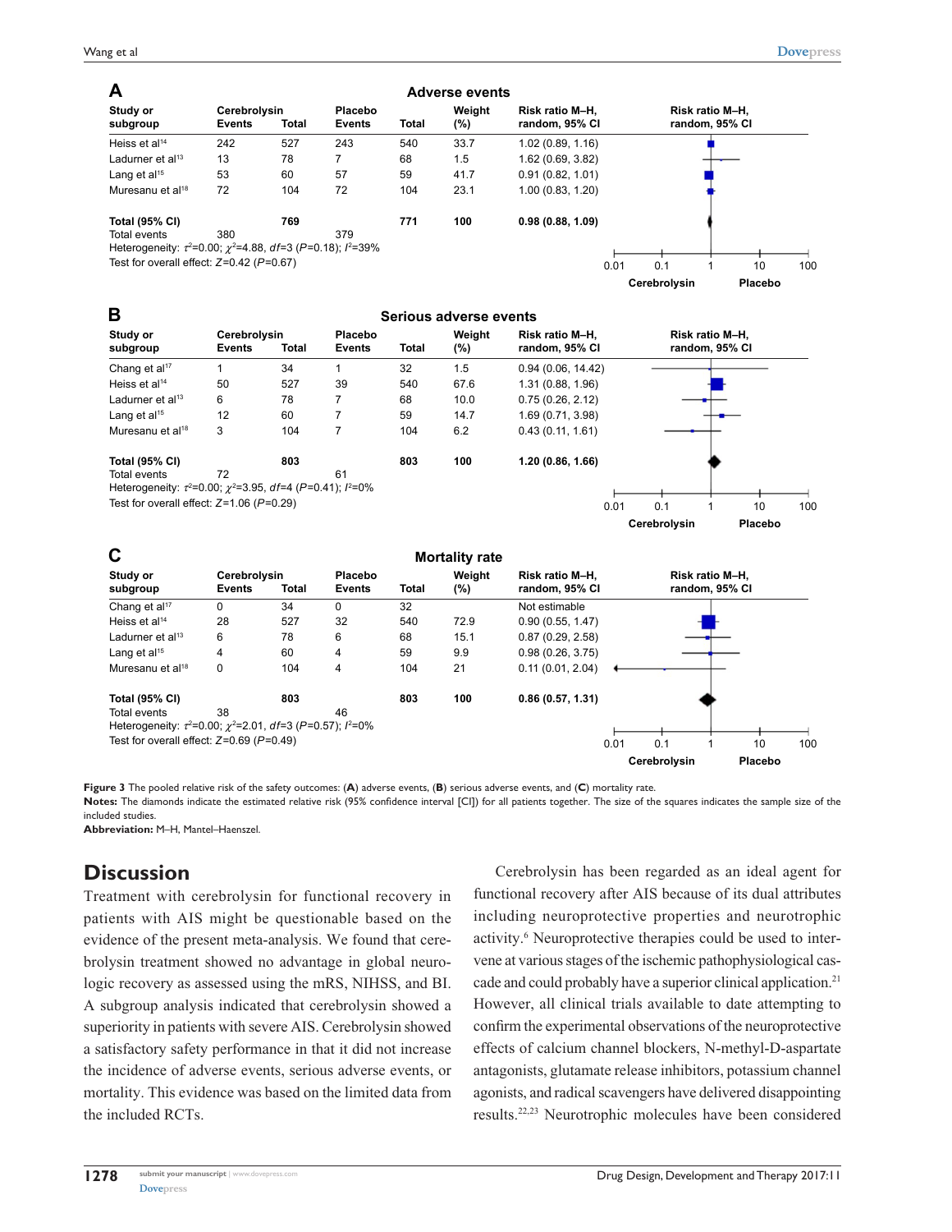**A** Adverse events

| Study or subgroup | Cerebrolysin Events | Cerebrolysin Total | Placebo Events | Placebo Total | Weight (%) | Risk ratio M–H, random, 95% CI |
|---|---|---|---|---|---|---|
| Heiss et al[14] | 242 | 527 | 243 | 540 | 33.7 | 1.02 (0.89, 1.16) |
| Ladurner et al[13] | 13 | 78 | 7 | 68 | 1.5 | 1.62 (0.69, 3.82) |
| Lang et al[15] | 53 | 60 | 57 | 59 | 41.7 | 0.91 (0.82, 1.01) |
| Muresanu et al[18] | 72 | 104 | 72 | 104 | 23.1 | 1.00 (0.83, 1.20) |
| **Total (95% CI)** | | **769** | | **771** | **100** | **0.98 (0.88, 1.09)** |
| Total events | 380 | | 379 | | | |

Heterogeneity: $\tau^2$=0.00; $\chi^2$=4.88, *df*=3 (*P*=0.18); $I^2$=39%
Test for overall effect: *Z*=0.42 (*P*=0.67)

**B** Serious adverse events

| Study or subgroup | Cerebrolysin Events | Cerebrolysin Total | Placebo Events | Placebo Total | Weight (%) | Risk ratio M–H, random, 95% CI |
|---|---|---|---|---|---|---|
| Chang et al[17] | 1 | 34 | 1 | 32 | 1.5 | 0.94 (0.06, 14.42) |
| Heiss et al[14] | 50 | 527 | 39 | 540 | 67.6 | 1.31 (0.88, 1.96) |
| Ladurner et al[13] | 6 | 78 | 7 | 68 | 10.0 | 0.75 (0.26, 2.12) |
| Lang et al[15] | 12 | 60 | 7 | 59 | 14.7 | 1.69 (0.71, 3.98) |
| Muresanu et al[18] | 3 | 104 | 7 | 104 | 6.2 | 0.43 (0.11, 1.61) |
| **Total (95% CI)** | | **803** | | **803** | **100** | **1.20 (0.86, 1.66)** |
| Total events | 72 | | 61 | | | |

Heterogeneity: $\tau^2$=0.00; $\chi^2$=3.95, *df*=4 (*P*=0.41); $I^2$=0%
Test for overall effect: *Z*=1.06 (*P*=0.29)

**C** Mortality rate

| Study or subgroup | Cerebrolysin Events | Cerebrolysin Total | Placebo Events | Placebo Total | Weight (%) | Risk ratio M–H, random, 95% CI |
|---|---|---|---|---|---|---|
| Chang et al[17] | 0 | 34 | 0 | 32 | | Not estimable |
| Heiss et al[14] | 28 | 527 | 32 | 540 | 72.9 | 0.90 (0.55, 1.47) |
| Ladurner et al[13] | 6 | 78 | 6 | 68 | 15.1 | 0.87 (0.29, 2.58) |
| Lang et al[15] | 4 | 60 | 4 | 59 | 9.9 | 0.98 (0.26, 3.75) |
| Muresanu et al[18] | 0 | 104 | 4 | 104 | 21 | 0.11 (0.01, 2.04) |
| **Total (95% CI)** | | **803** | | **803** | **100** | **0.86 (0.57, 1.31)** |
| Total events | 38 | | 46 | | | |

Heterogeneity: $\tau^2$=0.00; $\chi^2$=2.01, *df*=3 (*P*=0.57); $I^2$=0%
Test for overall effect: *Z*=0.69 (*P*=0.49)

(Forest plot axes: 0.01, 0.1, 1, 10, 100; Cerebrolysin | Placebo)

**Figure 3** The pooled relative risk of the safety outcomes: (**A**) adverse events, (**B**) serious adverse events, and (**C**) mortality rate.
**Notes:** The diamonds indicate the estimated relative risk (95% confidence interval [CI]) for all patients together. The size of the squares indicates the sample size of the included studies.
**Abbreviation:** M–H, Mantel–Haenszel.

## Discussion

Treatment with cerebrolysin for functional recovery in patients with AIS might be questionable based on the evidence of the present meta-analysis. We found that cerebrolysin treatment showed no advantage in global neurologic recovery as assessed using the mRS, NIHSS, and BI. A subgroup analysis indicated that cerebrolysin showed a superiority in patients with severe AIS. Cerebrolysin showed a satisfactory safety performance in that it did not increase the incidence of adverse events, serious adverse events, or mortality. This evidence was based on the limited data from the included RCTs.

Cerebrolysin has been regarded as an ideal agent for functional recovery after AIS because of its dual attributes including neuroprotective properties and neurotrophic activity.[6] Neuroprotective therapies could be used to intervene at various stages of the ischemic pathophysiological cascade and could probably have a superior clinical application.[21] However, all clinical trials available to date attempting to confirm the experimental observations of the neuroprotective effects of calcium channel blockers, N-methyl-D-aspartate antagonists, glutamate release inhibitors, potassium channel agonists, and radical scavengers have delivered disappointing results.[22,23] Neurotrophic molecules have been considered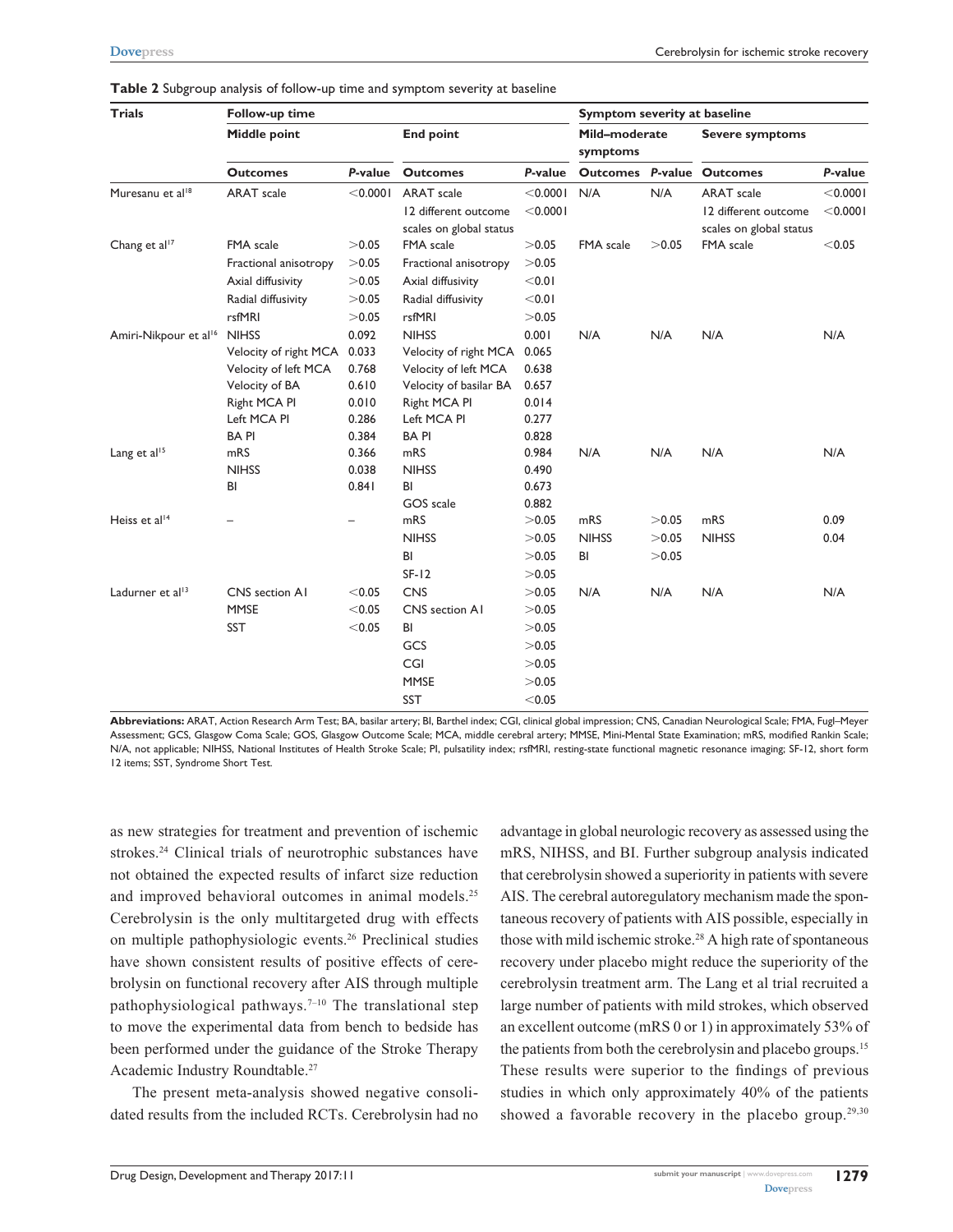**Table 2** Subgroup analysis of follow-up time and symptom severity at baseline

| Trials | Follow-up time | | | | Symptom severity at baseline | | | |
|---|---|---|---|---|---|---|---|---|
| | Middle point | | End point | | Mild–moderate symptoms | | Severe symptoms | |
| | Outcomes | *P*-value | Outcomes | *P*-value | Outcomes | *P*-value | Outcomes | *P*-value |
| Muresanu et al[18] | ARAT scale | <0.0001 | ARAT scale | <0.0001 | N/A | N/A | ARAT scale | <0.0001 |
| | | | 12 different outcome scales on global status | <0.0001 | | | 12 different outcome scales on global status | <0.0001 |
| Chang et al[17] | FMA scale | >0.05 | FMA scale | >0.05 | FMA scale | >0.05 | FMA scale | <0.05 |
| | Fractional anisotropy | >0.05 | Fractional anisotropy | >0.05 | | | | |
| | Axial diffusivity | >0.05 | Axial diffusivity | <0.01 | | | | |
| | Radial diffusivity | >0.05 | Radial diffusivity | <0.01 | | | | |
| | rsfMRI | >0.05 | rsfMRI | >0.05 | | | | |
| Amiri-Nikpour et al[16] | NIHSS | 0.092 | NIHSS | 0.001 | N/A | N/A | N/A | N/A |
| | Velocity of right MCA | 0.033 | Velocity of right MCA | 0.065 | | | | |
| | Velocity of left MCA | 0.768 | Velocity of left MCA | 0.638 | | | | |
| | Velocity of BA | 0.610 | Velocity of basilar BA | 0.657 | | | | |
| | Right MCA PI | 0.010 | Right MCA PI | 0.014 | | | | |
| | Left MCA PI | 0.286 | Left MCA PI | 0.277 | | | | |
| | BA PI | 0.384 | BA PI | 0.828 | | | | |
| Lang et al[15] | mRS | 0.366 | mRS | 0.984 | N/A | N/A | N/A | N/A |
| | NIHSS | 0.038 | NIHSS | 0.490 | | | | |
| | BI | 0.841 | BI | 0.673 | | | | |
| | | | GOS scale | 0.882 | | | | |
| Heiss et al[14] | – | – | mRS | >0.05 | mRS | >0.05 | mRS | 0.09 |
| | | | NIHSS | >0.05 | NIHSS | >0.05 | NIHSS | 0.04 |
| | | | BI | >0.05 | BI | >0.05 | | |
| | | | SF-12 | >0.05 | | | | |
| Ladurner et al[13] | CNS section A1 | <0.05 | CNS | >0.05 | N/A | N/A | N/A | N/A |
| | MMSE | <0.05 | CNS section A1 | >0.05 | | | | |
| | SST | <0.05 | BI | >0.05 | | | | |
| | | | GCS | >0.05 | | | | |
| | | | CGI | >0.05 | | | | |
| | | | MMSE | >0.05 | | | | |
| | | | SST | <0.05 | | | | |

**Abbreviations:** ARAT, Action Research Arm Test; BA, basilar artery; BI, Barthel index; CGI, clinical global impression; CNS, Canadian Neurological Scale; FMA, Fugl–Meyer Assessment; GCS, Glasgow Coma Scale; GOS, Glasgow Outcome Scale; MCA, middle cerebral artery; MMSE, Mini-Mental State Examination; mRS, modified Rankin Scale; N/A, not applicable; NIHSS, National Institutes of Health Stroke Scale; PI, pulsatility index; rsfMRI, resting-state functional magnetic resonance imaging; SF-12, short form 12 items; SST, Syndrome Short Test.

as new strategies for treatment and prevention of ischemic strokes.[24] Clinical trials of neurotrophic substances have not obtained the expected results of infarct size reduction and improved behavioral outcomes in animal models.[25] Cerebrolysin is the only multitargeted drug with effects on multiple pathophysiologic events.[26] Preclinical studies have shown consistent results of positive effects of cerebrolysin on functional recovery after AIS through multiple pathophysiological pathways.[7–10] The translational step to move the experimental data from bench to bedside has been performed under the guidance of the Stroke Therapy Academic Industry Roundtable.[27]

The present meta-analysis showed negative consolidated results from the included RCTs. Cerebrolysin had no advantage in global neurologic recovery as assessed using the mRS, NIHSS, and BI. Further subgroup analysis indicated that cerebrolysin showed a superiority in patients with severe AIS. The cerebral autoregulatory mechanism made the spontaneous recovery of patients with AIS possible, especially in those with mild ischemic stroke.[28] A high rate of spontaneous recovery under placebo might reduce the superiority of the cerebrolysin treatment arm. The Lang et al trial recruited a large number of patients with mild strokes, which observed an excellent outcome (mRS 0 or 1) in approximately 53% of the patients from both the cerebrolysin and placebo groups.[15] These results were superior to the findings of previous studies in which only approximately 40% of the patients showed a favorable recovery in the placebo group.[29,30]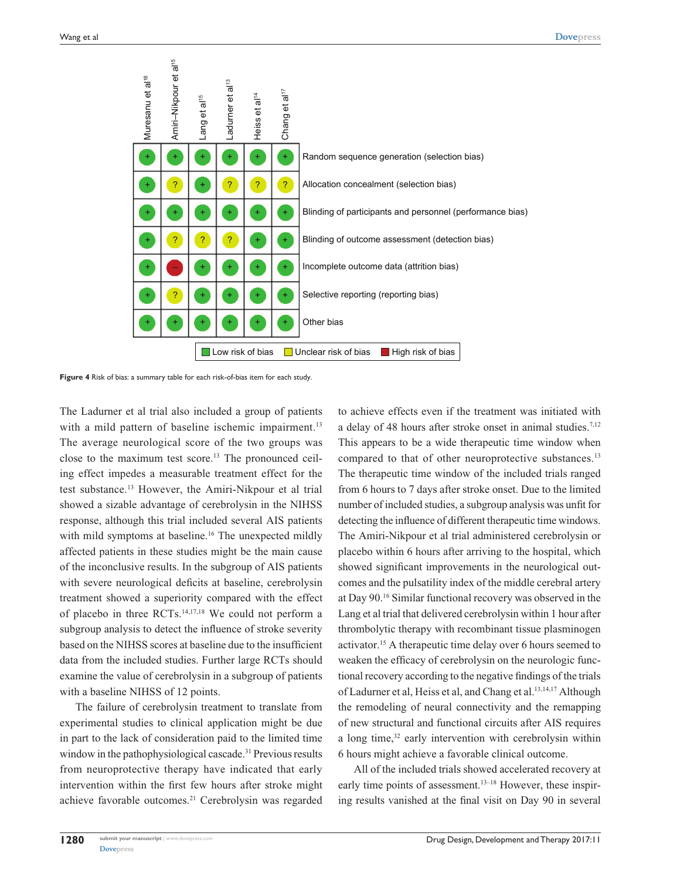| | Muresanu et al[18] | Amiri-Nikpour et al[15] | Lang et al[15] | Ladurner et al[13] | Heiss et al[14] | Chang et al[17] |
|---|---|---|---|---|---|---|
| Random sequence generation (selection bias) | + | + | + | + | + | + |
| Allocation concealment (selection bias) | + | ? | + | ? | ? | ? |
| Blinding of participants and personnel (performance bias) | + | + | + | + | + | + |
| Blinding of outcome assessment (detection bias) | + | ? | ? | ? | + | + |
| Incomplete outcome data (attrition bias) | + | – | + | + | + | + |
| Selective reporting (reporting bias) | + | ? | + | + | + | + |
| Other bias | + | + | + | + | + | + |

Low risk of bias (+) | Unclear risk of bias (?) | High risk of bias (–)

**Figure 4** Risk of bias: a summary table for each risk-of-bias item for each study.

The Ladurner et al trial also included a group of patients with a mild pattern of baseline ischemic impairment.[13] The average neurological score of the two groups was close to the maximum test score.[13] The pronounced ceiling effect impedes a measurable treatment effect for the test substance.[13] However, the Amiri-Nikpour et al trial showed a sizable advantage of cerebrolysin in the NIHSS response, although this trial included several AIS patients with mild symptoms at baseline.[16] The unexpected mildly affected patients in these studies might be the main cause of the inconclusive results. In the subgroup of AIS patients with severe neurological deficits at baseline, cerebrolysin treatment showed a superiority compared with the effect of placebo in three RCTs.[14,17,18] We could not perform a subgroup analysis to detect the influence of stroke severity based on the NIHSS scores at baseline due to the insufficient data from the included studies. Further large RCTs should examine the value of cerebrolysin in a subgroup of patients with a baseline NIHSS of 12 points.

The failure of cerebrolysin treatment to translate from experimental studies to clinical application might be due in part to the lack of consideration paid to the limited time window in the pathophysiological cascade.[31] Previous results from neuroprotective therapy have indicated that early intervention within the first few hours after stroke might achieve favorable outcomes.[21] Cerebrolysin was regarded to achieve effects even if the treatment was initiated with a delay of 48 hours after stroke onset in animal studies.[7,12] This appears to be a wide therapeutic time window when compared to that of other neuroprotective substances.[13] The therapeutic time window of the included trials ranged from 6 hours to 7 days after stroke onset. Due to the limited number of included studies, a subgroup analysis was unfit for detecting the influence of different therapeutic time windows. The Amiri-Nikpour et al trial administered cerebrolysin or placebo within 6 hours after arriving to the hospital, which showed significant improvements in the neurological outcomes and the pulsatility index of the middle cerebral artery at Day 90.[16] Similar functional recovery was observed in the Lang et al trial that delivered cerebrolysin within 1 hour after thrombolytic therapy with recombinant tissue plasminogen activator.[15] A therapeutic time delay over 6 hours seemed to weaken the efficacy of cerebrolysin on the neurologic functional recovery according to the negative findings of the trials of Ladurner et al, Heiss et al, and Chang et al.[13,14,17] Although the remodeling of neural connectivity and the remapping of new structural and functional circuits after AIS requires a long time,[32] early intervention with cerebrolysin within 6 hours might achieve a favorable clinical outcome.

All of the included trials showed accelerated recovery at early time points of assessment.[13–18] However, these inspiring results vanished at the final visit on Day 90 in several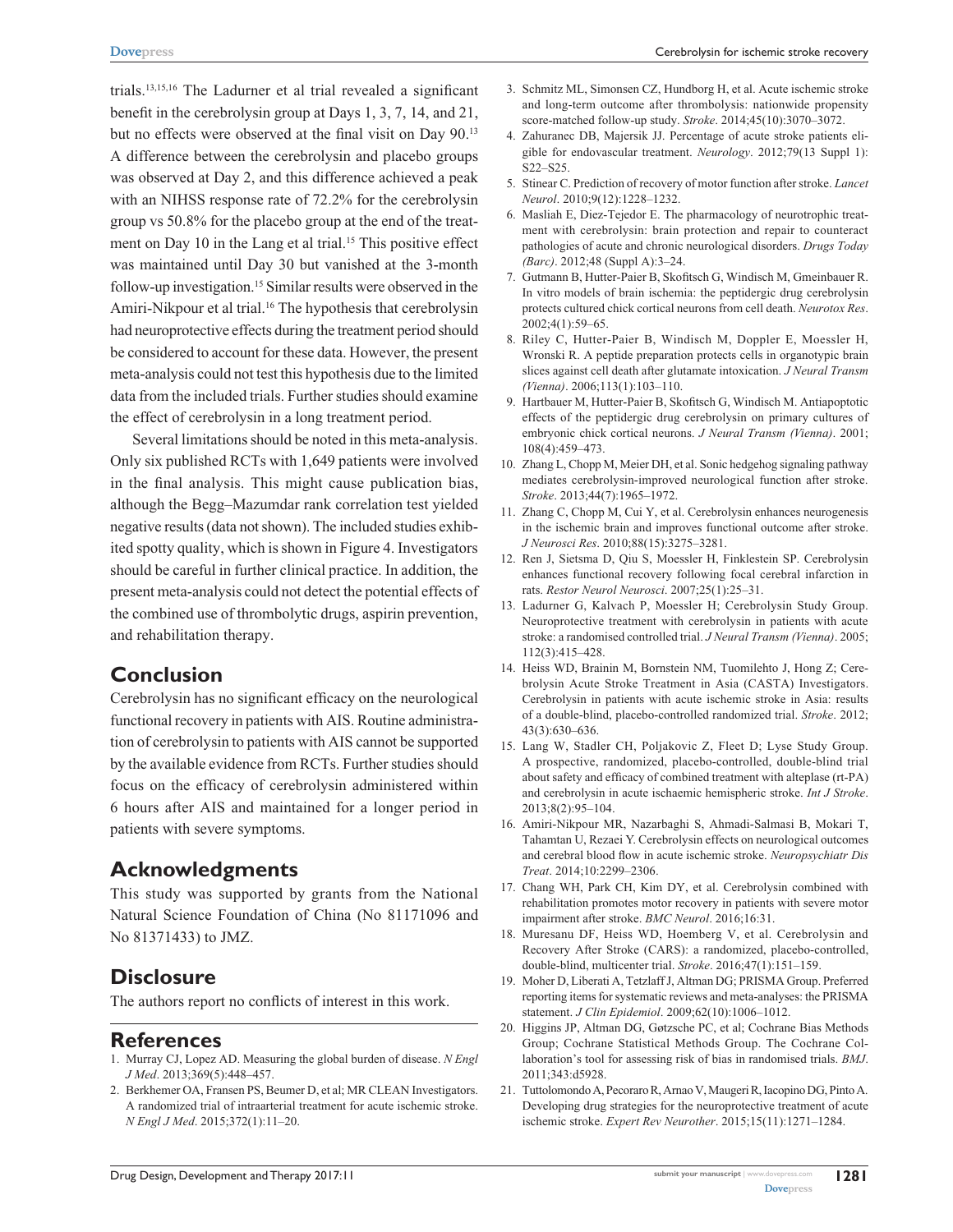trials.[13,15,16] The Ladurner et al trial revealed a significant benefit in the cerebrolysin group at Days 1, 3, 7, 14, and 21, but no effects were observed at the final visit on Day 90.[13] A difference between the cerebrolysin and placebo groups was observed at Day 2, and this difference achieved a peak with an NIHSS response rate of 72.2% for the cerebrolysin group vs 50.8% for the placebo group at the end of the treatment on Day 10 in the Lang et al trial.[15] This positive effect was maintained until Day 30 but vanished at the 3-month follow-up investigation.[15] Similar results were observed in the Amiri-Nikpour et al trial.[16] The hypothesis that cerebrolysin had neuroprotective effects during the treatment period should be considered to account for these data. However, the present meta-analysis could not test this hypothesis due to the limited data from the included trials. Further studies should examine the effect of cerebrolysin in a long treatment period.

Several limitations should be noted in this meta-analysis. Only six published RCTs with 1,649 patients were involved in the final analysis. This might cause publication bias, although the Begg–Mazumdar rank correlation test yielded negative results (data not shown). The included studies exhibited spotty quality, which is shown in Figure 4. Investigators should be careful in further clinical practice. In addition, the present meta-analysis could not detect the potential effects of the combined use of thrombolytic drugs, aspirin prevention, and rehabilitation therapy.

## Conclusion

Cerebrolysin has no significant efficacy on the neurological functional recovery in patients with AIS. Routine administration of cerebrolysin to patients with AIS cannot be supported by the available evidence from RCTs. Further studies should focus on the efficacy of cerebrolysin administered within 6 hours after AIS and maintained for a longer period in patients with severe symptoms.

## Acknowledgments

This study was supported by grants from the National Natural Science Foundation of China (No 81171096 and No 81371433) to JMZ.

## Disclosure

The authors report no conflicts of interest in this work.

## References

1. Murray CJ, Lopez AD. Measuring the global burden of disease. *N Engl J Med*. 2013;369(5):448–457.
2. Berkhemer OA, Fransen PS, Beumer D, et al; MR CLEAN Investigators. A randomized trial of intraarterial treatment for acute ischemic stroke. *N Engl J Med*. 2015;372(1):11–20.
3. Schmitz ML, Simonsen CZ, Hundborg H, et al. Acute ischemic stroke and long-term outcome after thrombolysis: nationwide propensity score-matched follow-up study. *Stroke*. 2014;45(10):3070–3072.
4. Zahuranec DB, Majersik JJ. Percentage of acute stroke patients eligible for endovascular treatment. *Neurology*. 2012;79(13 Suppl 1):S22–S25.
5. Stinear C. Prediction of recovery of motor function after stroke. *Lancet Neurol*. 2010;9(12):1228–1232.
6. Masliah E, Diez-Tejedor E. The pharmacology of neurotrophic treatment with cerebrolysin: brain protection and repair to counteract pathologies of acute and chronic neurological disorders. *Drugs Today (Barc)*. 2012;48 (Suppl A):3–24.
7. Gutmann B, Hutter-Paier B, Skofitsch G, Windisch M, Gmeinbauer R. In vitro models of brain ischemia: the peptidergic drug cerebrolysin protects cultured chick cortical neurons from cell death. *Neurotox Res*. 2002;4(1):59–65.
8. Riley C, Hutter-Paier B, Windisch M, Doppler E, Moessler H, Wronski R. A peptide preparation protects cells in organotypic brain slices against cell death after glutamate intoxication. *J Neural Transm (Vienna)*. 2006;113(1):103–110.
9. Hartbauer M, Hutter-Paier B, Skofitsch G, Windisch M. Antiapoptotic effects of the peptidergic drug cerebrolysin on primary cultures of embryonic chick cortical neurons. *J Neural Transm (Vienna)*. 2001; 108(4):459–473.
10. Zhang L, Chopp M, Meier DH, et al. Sonic hedgehog signaling pathway mediates cerebrolysin-improved neurological function after stroke. *Stroke*. 2013;44(7):1965–1972.
11. Zhang C, Chopp M, Cui Y, et al. Cerebrolysin enhances neurogenesis in the ischemic brain and improves functional outcome after stroke. *J Neurosci Res*. 2010;88(15):3275–3281.
12. Ren J, Sietsma D, Qiu S, Moessler H, Finklestein SP. Cerebrolysin enhances functional recovery following focal cerebral infarction in rats. *Restor Neurol Neurosci*. 2007;25(1):25–31.
13. Ladurner G, Kalvach P, Moessler H; Cerebrolysin Study Group. Neuroprotective treatment with cerebrolysin in patients with acute stroke: a randomised controlled trial. *J Neural Transm (Vienna)*. 2005; 112(3):415–428.
14. Heiss WD, Brainin M, Bornstein NM, Tuomilehto J, Hong Z; Cerebrolysin Acute Stroke Treatment in Asia (CASTA) Investigators. Cerebrolysin in patients with acute ischemic stroke in Asia: results of a double-blind, placebo-controlled randomized trial. *Stroke*. 2012; 43(3):630–636.
15. Lang W, Stadler CH, Poljakovic Z, Fleet D; Lyse Study Group. A prospective, randomized, placebo-controlled, double-blind trial about safety and efficacy of combined treatment with alteplase (rt-PA) and cerebrolysin in acute ischaemic hemispheric stroke. *Int J Stroke*. 2013;8(2):95–104.
16. Amiri-Nikpour MR, Nazarbaghi S, Ahmadi-Salmasi B, Mokari T, Tahamtan U, Rezaei Y. Cerebrolysin effects on neurological outcomes and cerebral blood flow in acute ischemic stroke. *Neuropsychiatr Dis Treat*. 2014;10:2299–2306.
17. Chang WH, Park CH, Kim DY, et al. Cerebrolysin combined with rehabilitation promotes motor recovery in patients with severe motor impairment after stroke. *BMC Neurol*. 2016;16:31.
18. Muresanu DF, Heiss WD, Hoemberg V, et al. Cerebrolysin and Recovery After Stroke (CARS): a randomized, placebo-controlled, double-blind, multicenter trial. *Stroke*. 2016;47(1):151–159.
19. Moher D, Liberati A, Tetzlaff J, Altman DG; PRISMA Group. Preferred reporting items for systematic reviews and meta-analyses: the PRISMA statement. *J Clin Epidemiol*. 2009;62(10):1006–1012.
20. Higgins JP, Altman DG, Gøtzsche PC, et al; Cochrane Bias Methods Group; Cochrane Statistical Methods Group. The Cochrane Collaboration's tool for assessing risk of bias in randomised trials. *BMJ*. 2011;343:d5928.
21. Tuttolomondo A, Pecoraro R, Arnao V, Maugeri R, Iacopino DG, Pinto A. Developing drug strategies for the neuroprotective treatment of acute ischemic stroke. *Expert Rev Neurother*. 2015;15(11):1271–1284.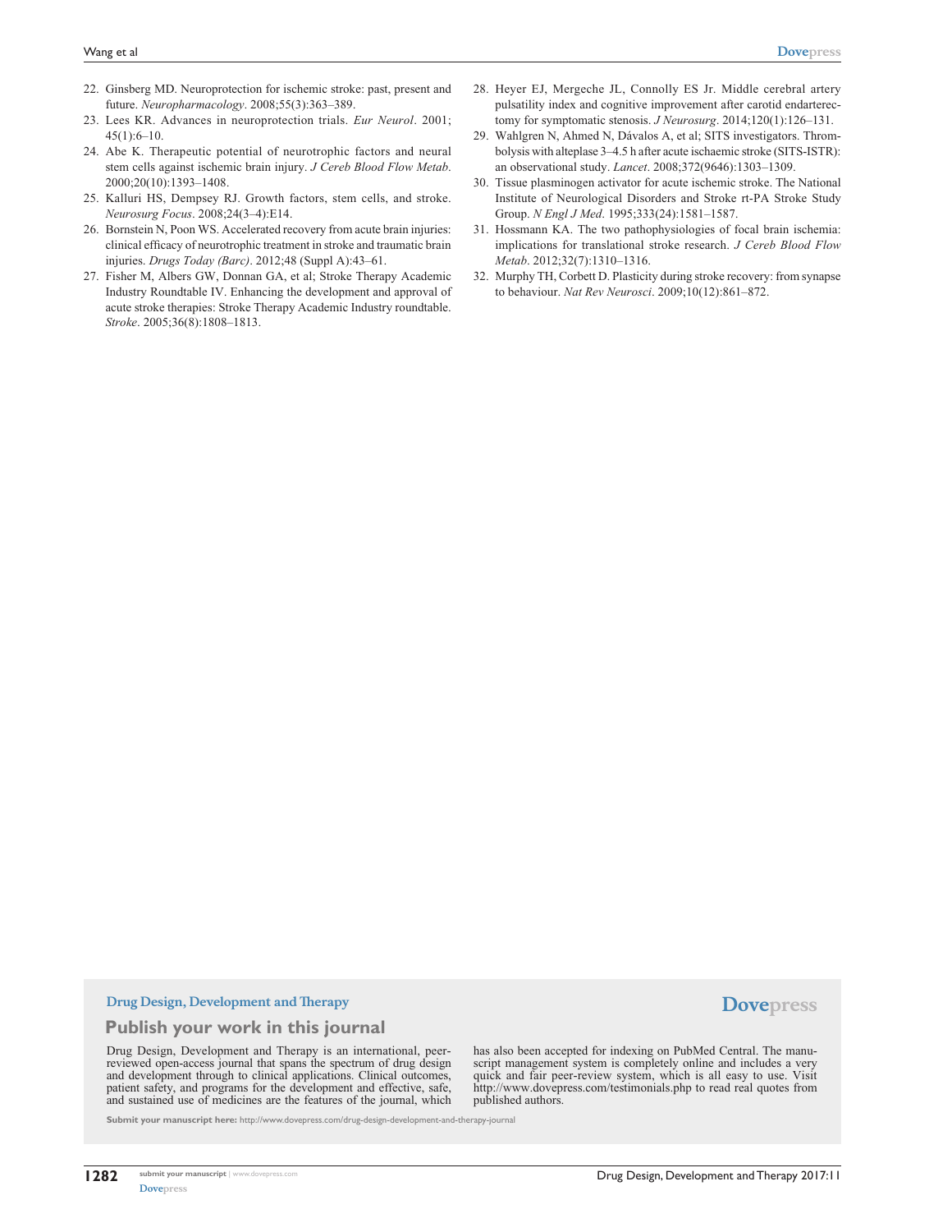22. Ginsberg MD. Neuroprotection for ischemic stroke: past, present and future. *Neuropharmacology*. 2008;55(3):363–389.
23. Lees KR. Advances in neuroprotection trials. *Eur Neurol*. 2001; 45(1):6–10.
24. Abe K. Therapeutic potential of neurotrophic factors and neural stem cells against ischemic brain injury. *J Cereb Blood Flow Metab*. 2000;20(10):1393–1408.
25. Kalluri HS, Dempsey RJ. Growth factors, stem cells, and stroke. *Neurosurg Focus*. 2008;24(3–4):E14.
26. Bornstein N, Poon WS. Accelerated recovery from acute brain injuries: clinical efficacy of neurotrophic treatment in stroke and traumatic brain injuries. *Drugs Today (Barc)*. 2012;48 (Suppl A):43–61.
27. Fisher M, Albers GW, Donnan GA, et al; Stroke Therapy Academic Industry Roundtable IV. Enhancing the development and approval of acute stroke therapies: Stroke Therapy Academic Industry roundtable. *Stroke*. 2005;36(8):1808–1813.
28. Heyer EJ, Mergeche JL, Connolly ES Jr. Middle cerebral artery pulsatility index and cognitive improvement after carotid endarterectomy for symptomatic stenosis. *J Neurosurg*. 2014;120(1):126–131.
29. Wahlgren N, Ahmed N, Dávalos A, et al; SITS investigators. Thrombolysis with alteplase 3–4.5 h after acute ischaemic stroke (SITS-ISTR): an observational study. *Lancet*. 2008;372(9646):1303–1309.
30. Tissue plasminogen activator for acute ischemic stroke. The National Institute of Neurological Disorders and Stroke rt-PA Stroke Study Group. *N Engl J Med*. 1995;333(24):1581–1587.
31. Hossmann KA. The two pathophysiologies of focal brain ischemia: implications for translational stroke research. *J Cereb Blood Flow Metab*. 2012;32(7):1310–1316.
32. Murphy TH, Corbett D. Plasticity during stroke recovery: from synapse to behaviour. *Nat Rev Neurosci*. 2009;10(12):861–872.

**Drug Design, Development and Therapy**

## Publish your work in this journal

Drug Design, Development and Therapy is an international, peer-reviewed open-access journal that spans the spectrum of drug design and development through to clinical applications. Clinical outcomes, patient safety, and programs for the development and effective, safe, and sustained use of medicines are the features of the journal, which has also been accepted for indexing on PubMed Central. The manuscript management system is completely online and includes a very quick and fair peer-review system, which is all easy to use. Visit http://www.dovepress.com/testimonials.php to read real quotes from published authors.

**Submit your manuscript here:** http://www.dovepress.com/drug-design-development-and-therapy-journal